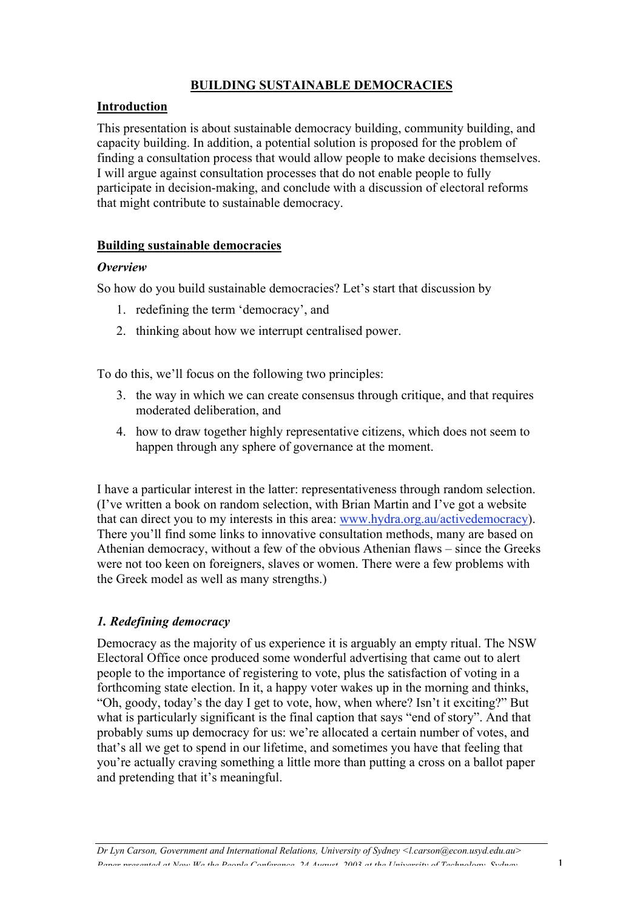# BUILDING SUSTAINABLE DEMOCRACIES

## Introduction

This presentation is about sustainable democracy building, community building, and capacity building. In addition, a potential solution is proposed for the problem of finding a consultation process that would allow people to make decisions themselves. I will argue against consultation processes that do not enable people to fully participate in decision-making, and conclude with a discussion of electoral reforms that might contribute to sustainable democracy.

## Building sustainable democracies

### *Overview*

So how do you build sustainable democracies? Let's start that discussion by

1. redefining the term 'democracy', and
2. thinking about how we interrupt centralised power.

To do this, we'll focus on the following two principles:

3. the way in which we can create consensus through critique, and that requires moderated deliberation, and
4. how to draw together highly representative citizens, which does not seem to happen through any sphere of governance at the moment.

I have a particular interest in the latter: representativeness through random selection. (I've written a book on random selection, with Brian Martin and I've got a website that can direct you to my interests in this area: www.hydra.org.au/activedemocracy). There you'll find some links to innovative consultation methods, many are based on Athenian democracy, without a few of the obvious Athenian flaws – since the Greeks were not too keen on foreigners, slaves or women. There were a few problems with the Greek model as well as many strengths.)

### *1. Redefining democracy*

Democracy as the majority of us experience it is arguably an empty ritual. The NSW Electoral Office once produced some wonderful advertising that came out to alert people to the importance of registering to vote, plus the satisfaction of voting in a forthcoming state election. In it, a happy voter wakes up in the morning and thinks, "Oh, goody, today's the day I get to vote, how, when where? Isn't it exciting?" But what is particularly significant is the final caption that says "end of story". And that probably sums up democracy for us: we're allocated a certain number of votes, and that's all we get to spend in our lifetime, and sometimes you have that feeling that you're actually craving something a little more than putting a cross on a ballot paper and pretending that it's meaningful.

*Dr Lyn Carson, Government and International Relations, University of Sydney <l.carson@econ.usyd.edu.au>*
*Paper presented at Now We the People Conference, 24 August, 2003 at the University of Technology, Sydney*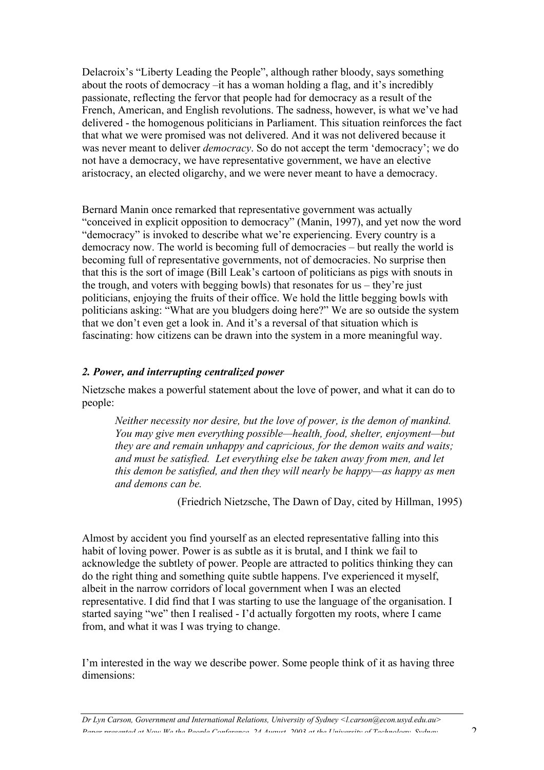Delacroix's "Liberty Leading the People", although rather bloody, says something about the roots of democracy –it has a woman holding a flag, and it's incredibly passionate, reflecting the fervor that people had for democracy as a result of the French, American, and English revolutions. The sadness, however, is what we've had delivered - the homogenous politicians in Parliament. This situation reinforces the fact that what we were promised was not delivered. And it was not delivered because it was never meant to deliver *democracy*. So do not accept the term 'democracy'; we do not have a democracy, we have representative government, we have an elective aristocracy, an elected oligarchy, and we were never meant to have a democracy.

Bernard Manin once remarked that representative government was actually "conceived in explicit opposition to democracy" (Manin, 1997), and yet now the word "democracy" is invoked to describe what we're experiencing. Every country is a democracy now. The world is becoming full of democracies – but really the world is becoming full of representative governments, not of democracies. No surprise then that this is the sort of image (Bill Leak's cartoon of politicians as pigs with snouts in the trough, and voters with begging bowls) that resonates for us – they're just politicians, enjoying the fruits of their office. We hold the little begging bowls with politicians asking: "What are you bludgers doing here?" We are so outside the system that we don't even get a look in. And it's a reversal of that situation which is fascinating: how citizens can be drawn into the system in a more meaningful way.

### *2. Power, and interrupting centralized power*

Nietzsche makes a powerful statement about the love of power, and what it can do to people:

> *Neither necessity nor desire, but the love of power, is the demon of mankind. You may give men everything possible—health, food, shelter, enjoyment—but they are and remain unhappy and capricious, for the demon waits and waits; and must be satisfied. Let everything else be taken away from men, and let this demon be satisfied, and then they will nearly be happy—as happy as men and demons can be.*
>
> (Friedrich Nietzsche, The Dawn of Day, cited by Hillman, 1995)

Almost by accident you find yourself as an elected representative falling into this habit of loving power. Power is as subtle as it is brutal, and I think we fail to acknowledge the subtlety of power. People are attracted to politics thinking they can do the right thing and something quite subtle happens. I've experienced it myself, albeit in the narrow corridors of local government when I was an elected representative. I did find that I was starting to use the language of the organisation. I started saying "we" then I realised - I'd actually forgotten my roots, where I came from, and what it was I was trying to change.

I'm interested in the way we describe power. Some people think of it as having three dimensions: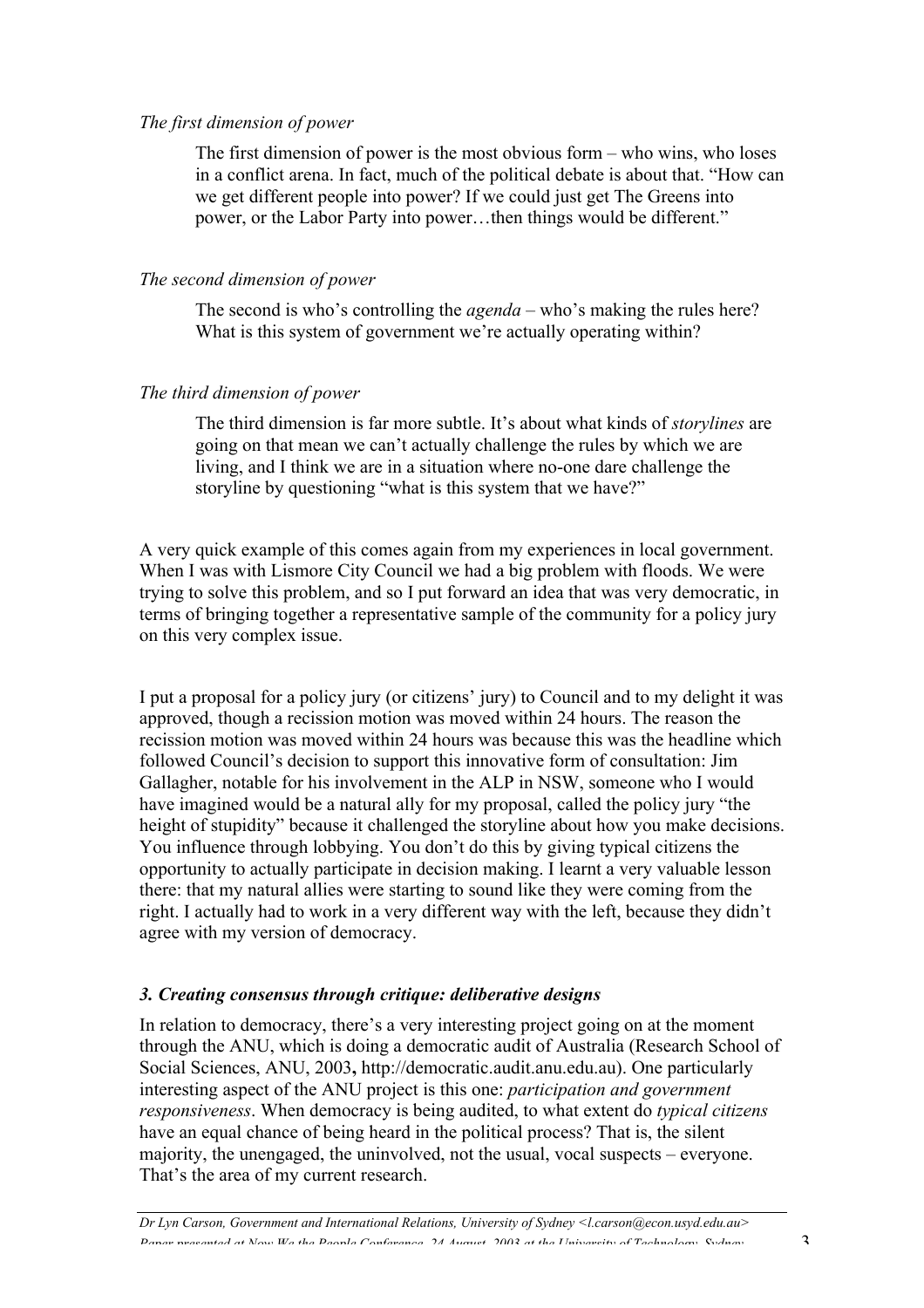*The first dimension of power*

> The first dimension of power is the most obvious form – who wins, who loses in a conflict arena. In fact, much of the political debate is about that. "How can we get different people into power? If we could just get The Greens into power, or the Labor Party into power…then things would be different."

*The second dimension of power*

> The second is who's controlling the *agenda* – who's making the rules here? What is this system of government we're actually operating within?

*The third dimension of power*

> The third dimension is far more subtle. It's about what kinds of *storylines* are going on that mean we can't actually challenge the rules by which we are living, and I think we are in a situation where no-one dare challenge the storyline by questioning "what is this system that we have?"

A very quick example of this comes again from my experiences in local government. When I was with Lismore City Council we had a big problem with floods. We were trying to solve this problem, and so I put forward an idea that was very democratic, in terms of bringing together a representative sample of the community for a policy jury on this very complex issue.

I put a proposal for a policy jury (or citizens' jury) to Council and to my delight it was approved, though a recission motion was moved within 24 hours. The reason the recission motion was moved within 24 hours was because this was the headline which followed Council's decision to support this innovative form of consultation: Jim Gallagher, notable for his involvement in the ALP in NSW, someone who I would have imagined would be a natural ally for my proposal, called the policy jury "the height of stupidity" because it challenged the storyline about how you make decisions. You influence through lobbying. You don't do this by giving typical citizens the opportunity to actually participate in decision making. I learnt a very valuable lesson there: that my natural allies were starting to sound like they were coming from the right. I actually had to work in a very different way with the left, because they didn't agree with my version of democracy.

### *3. Creating consensus through critique: deliberative designs*

In relation to democracy, there's a very interesting project going on at the moment through the ANU, which is doing a democratic audit of Australia (Research School of Social Sciences, ANU, 2003**,** http://democratic.audit.anu.edu.au). One particularly interesting aspect of the ANU project is this one: *participation and government responsiveness*. When democracy is being audited, to what extent do *typical citizens* have an equal chance of being heard in the political process? That is, the silent majority, the unengaged, the uninvolved, not the usual, vocal suspects – everyone. That's the area of my current research.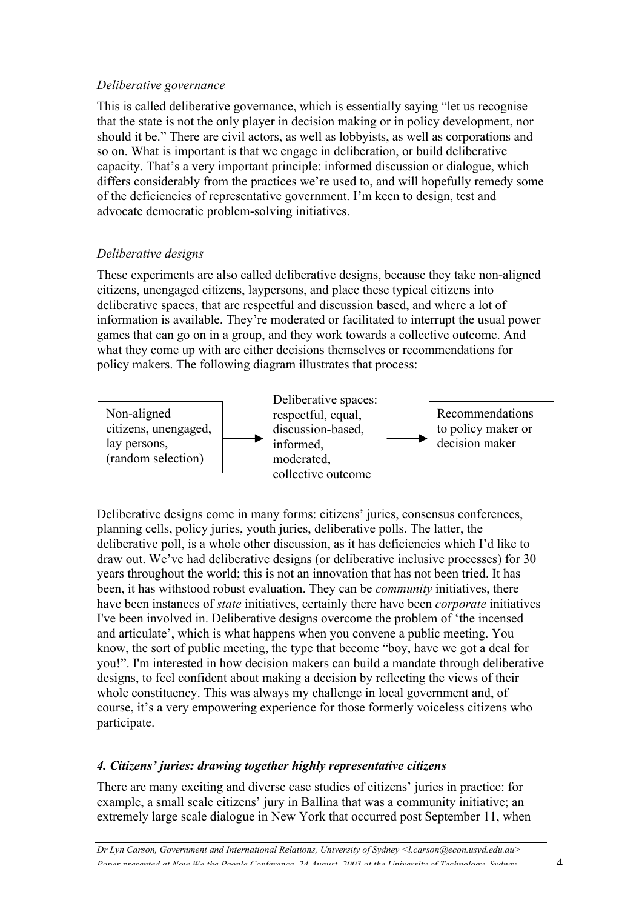*Deliberative governance*

This is called deliberative governance, which is essentially saying "let us recognise that the state is not the only player in decision making or in policy development, nor should it be." There are civil actors, as well as lobbyists, as well as corporations and so on. What is important is that we engage in deliberation, or build deliberative capacity. That's a very important principle: informed discussion or dialogue, which differs considerably from the practices we're used to, and will hopefully remedy some of the deficiencies of representative government. I'm keen to design, test and advocate democratic problem-solving initiatives.

*Deliberative designs*

These experiments are also called deliberative designs, because they take non-aligned citizens, unengaged citizens, laypersons, and place these typical citizens into deliberative spaces, that are respectful and discussion based, and where a lot of information is available. They're moderated or facilitated to interrupt the usual power games that can go on in a group, and they work towards a collective outcome. And what they come up with are either decisions themselves or recommendations for policy makers. The following diagram illustrates that process:

| Non-aligned citizens, unengaged, lay persons, (random selection) | → | Deliberative spaces: respectful, equal, discussion-based, informed, moderated, collective outcome | → | Recommendations to policy maker or decision maker |
|---|---|---|---|---|

Deliberative designs come in many forms: citizens' juries, consensus conferences, planning cells, policy juries, youth juries, deliberative polls. The latter, the deliberative poll, is a whole other discussion, as it has deficiencies which I'd like to draw out. We've had deliberative designs (or deliberative inclusive processes) for 30 years throughout the world; this is not an innovation that has not been tried. It has been, it has withstood robust evaluation. They can be *community* initiatives, there have been instances of *state* initiatives, certainly there have been *corporate* initiatives I've been involved in. Deliberative designs overcome the problem of 'the incensed and articulate', which is what happens when you convene a public meeting. You know, the sort of public meeting, the type that become "boy, have we got a deal for you!". I'm interested in how decision makers can build a mandate through deliberative designs, to feel confident about making a decision by reflecting the views of their whole constituency. This was always my challenge in local government and, of course, it's a very empowering experience for those formerly voiceless citizens who participate.

### *4. Citizens' juries: drawing together highly representative citizens*

There are many exciting and diverse case studies of citizens' juries in practice: for example, a small scale citizens' jury in Ballina that was a community initiative; an extremely large scale dialogue in New York that occurred post September 11, when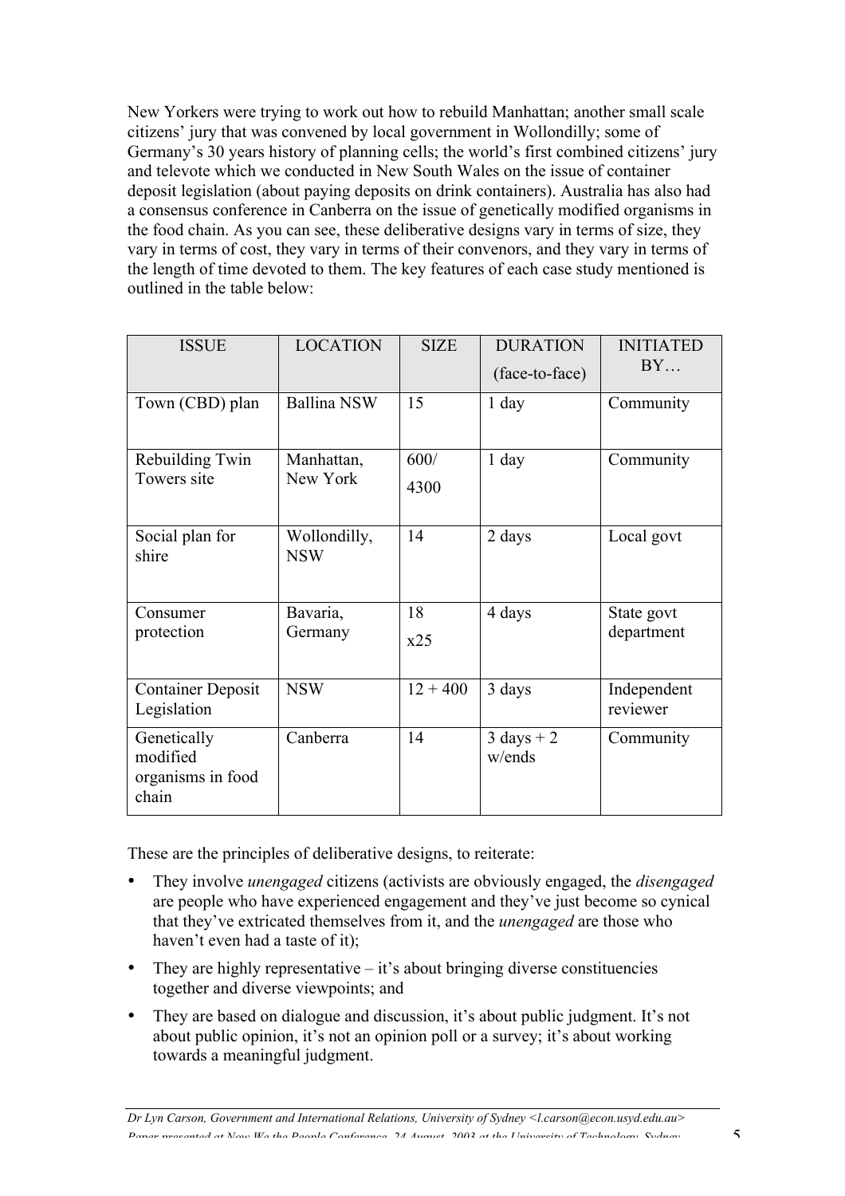New Yorkers were trying to work out how to rebuild Manhattan; another small scale citizens' jury that was convened by local government in Wollondilly; some of Germany's 30 years history of planning cells; the world's first combined citizens' jury and televote which we conducted in New South Wales on the issue of container deposit legislation (about paying deposits on drink containers). Australia has also had a consensus conference in Canberra on the issue of genetically modified organisms in the food chain. As you can see, these deliberative designs vary in terms of size, they vary in terms of cost, they vary in terms of their convenors, and they vary in terms of the length of time devoted to them. The key features of each case study mentioned is outlined in the table below:

| ISSUE | LOCATION | SIZE | DURATION (face-to-face) | INITIATED BY… |
|---|---|---|---|---|
| Town (CBD) plan | Ballina NSW | 15 | 1 day | Community |
| Rebuilding Twin Towers site | Manhattan, New York | 600/ 4300 | 1 day | Community |
| Social plan for shire | Wollondilly, NSW | 14 | 2 days | Local govt |
| Consumer protection | Bavaria, Germany | 18 x25 | 4 days | State govt department |
| Container Deposit Legislation | NSW | 12 + 400 | 3 days | Independent reviewer |
| Genetically modified organisms in food chain | Canberra | 14 | 3 days + 2 w/ends | Community |

These are the principles of deliberative designs, to reiterate:

- They involve *unengaged* citizens (activists are obviously engaged, the *disengaged* are people who have experienced engagement and they've just become so cynical that they've extricated themselves from it, and the *unengaged* are those who haven't even had a taste of it);
- They are highly representative – it's about bringing diverse constituencies together and diverse viewpoints; and
- They are based on dialogue and discussion, it's about public judgment. It's not about public opinion, it's not an opinion poll or a survey; it's about working towards a meaningful judgment.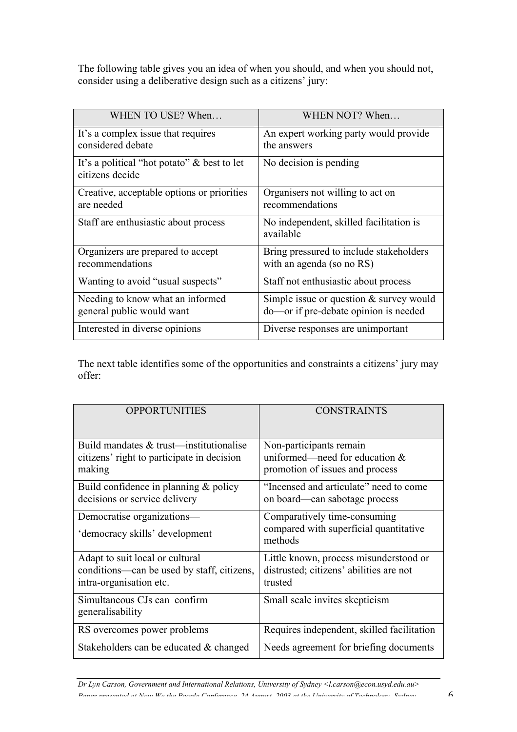The following table gives you an idea of when you should, and when you should not, consider using a deliberative design such as a citizens' jury:

| WHEN TO USE? When… | WHEN NOT? When… |
|---|---|
| It's a complex issue that requires considered debate | An expert working party would provide the answers |
| It's a political "hot potato" & best to let citizens decide | No decision is pending |
| Creative, acceptable options or priorities are needed | Organisers not willing to act on recommendations |
| Staff are enthusiastic about process | No independent, skilled facilitation is available |
| Organizers are prepared to accept recommendations | Bring pressured to include stakeholders with an agenda (so no RS) |
| Wanting to avoid "usual suspects" | Staff not enthusiastic about process |
| Needing to know what an informed general public would want | Simple issue or question & survey would do—or if pre-debate opinion is needed |
| Interested in diverse opinions | Diverse responses are unimportant |

The next table identifies some of the opportunities and constraints a citizens' jury may offer:

| OPPORTUNITIES | CONSTRAINTS |
|---|---|
| Build mandates & trust—institutionalise citizens' right to participate in decision making | Non-participants remain uniformed—need for education & promotion of issues and process |
| Build confidence in planning & policy decisions or service delivery | "Incensed and articulate" need to come on board—can sabotage process |
| Democratise organizations— 'democracy skills' development | Comparatively time-consuming compared with superficial quantitative methods |
| Adapt to suit local or cultural conditions—can be used by staff, citizens, intra-organisation etc. | Little known, process misunderstood or distrusted; citizens' abilities are not trusted |
| Simultaneous CJs can confirm generalisability | Small scale invites skepticism |
| RS overcomes power problems | Requires independent, skilled facilitation |
| Stakeholders can be educated & changed | Needs agreement for briefing documents |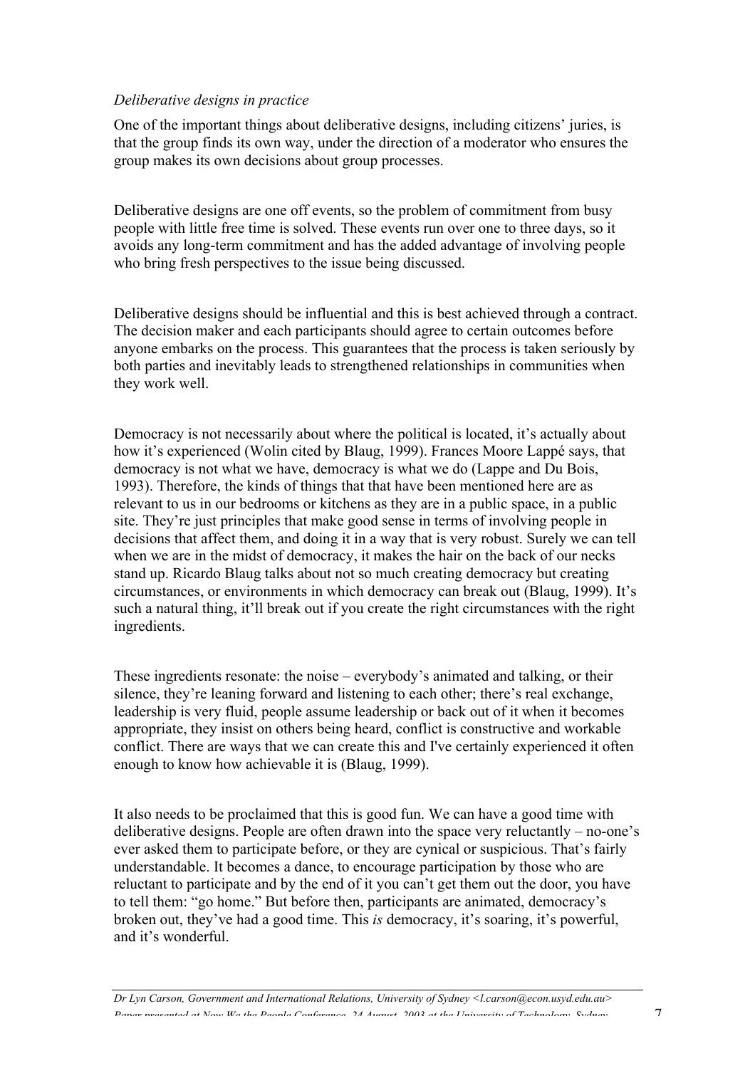*Deliberative designs in practice*

One of the important things about deliberative designs, including citizens' juries, is that the group finds its own way, under the direction of a moderator who ensures the group makes its own decisions about group processes.

Deliberative designs are one off events, so the problem of commitment from busy people with little free time is solved. These events run over one to three days, so it avoids any long-term commitment and has the added advantage of involving people who bring fresh perspectives to the issue being discussed.

Deliberative designs should be influential and this is best achieved through a contract. The decision maker and each participants should agree to certain outcomes before anyone embarks on the process. This guarantees that the process is taken seriously by both parties and inevitably leads to strengthened relationships in communities when they work well.

Democracy is not necessarily about where the political is located, it's actually about how it's experienced (Wolin cited by Blaug, 1999). Frances Moore Lappé says, that democracy is not what we have, democracy is what we do (Lappe and Du Bois, 1993). Therefore, the kinds of things that that have been mentioned here are as relevant to us in our bedrooms or kitchens as they are in a public space, in a public site. They're just principles that make good sense in terms of involving people in decisions that affect them, and doing it in a way that is very robust. Surely we can tell when we are in the midst of democracy, it makes the hair on the back of our necks stand up. Ricardo Blaug talks about not so much creating democracy but creating circumstances, or environments in which democracy can break out (Blaug, 1999). It's such a natural thing, it'll break out if you create the right circumstances with the right ingredients.

These ingredients resonate: the noise – everybody's animated and talking, or their silence, they're leaning forward and listening to each other; there's real exchange, leadership is very fluid, people assume leadership or back out of it when it becomes appropriate, they insist on others being heard, conflict is constructive and workable conflict. There are ways that we can create this and I've certainly experienced it often enough to know how achievable it is (Blaug, 1999).

It also needs to be proclaimed that this is good fun. We can have a good time with deliberative designs. People are often drawn into the space very reluctantly – no-one's ever asked them to participate before, or they are cynical or suspicious. That's fairly understandable. It becomes a dance, to encourage participation by those who are reluctant to participate and by the end of it you can't get them out the door, you have to tell them: "go home." But before then, participants are animated, democracy's broken out, they've had a good time. This *is* democracy, it's soaring, it's powerful, and it's wonderful.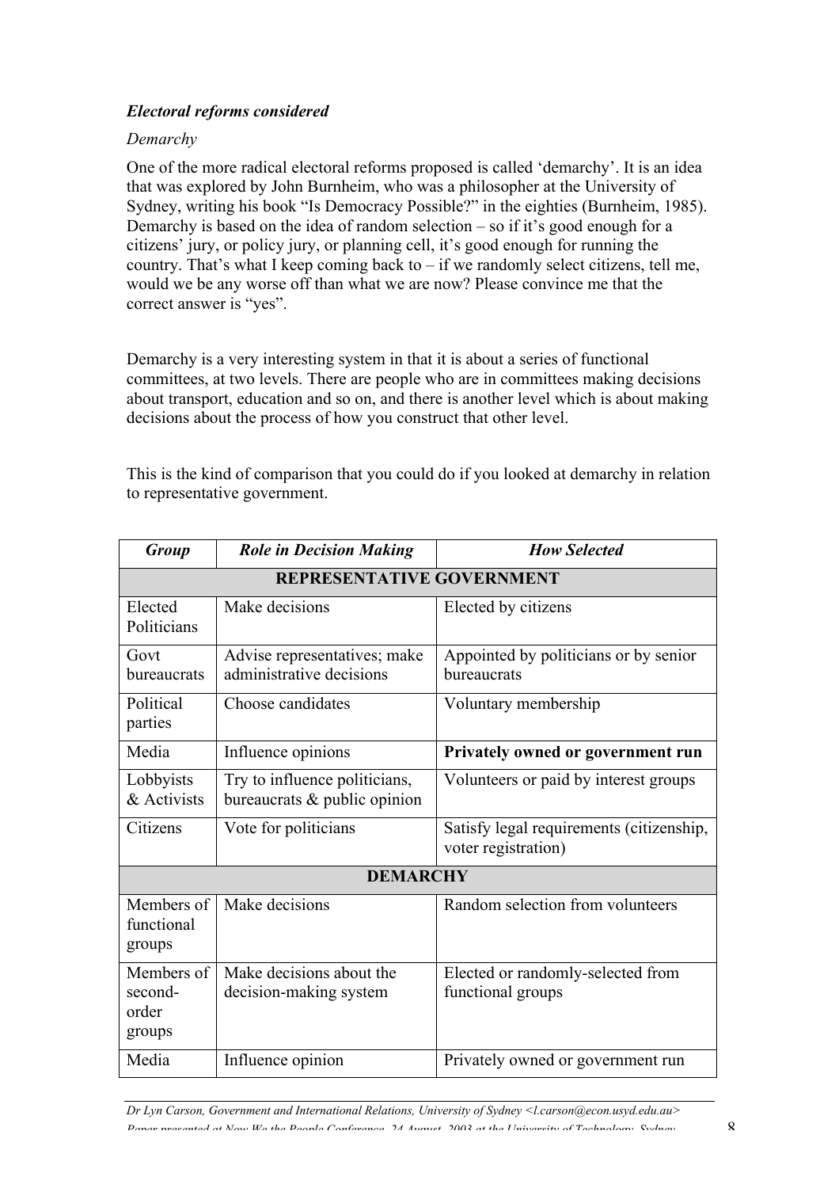***Electoral reforms considered***

*Demarchy*

One of the more radical electoral reforms proposed is called 'demarchy'. It is an idea that was explored by John Burnheim, who was a philosopher at the University of Sydney, writing his book "Is Democracy Possible?" in the eighties (Burnheim, 1985). Demarchy is based on the idea of random selection – so if it's good enough for a citizens' jury, or policy jury, or planning cell, it's good enough for running the country. That's what I keep coming back to – if we randomly select citizens, tell me, would we be any worse off than what we are now? Please convince me that the correct answer is "yes".

Demarchy is a very interesting system in that it is about a series of functional committees, at two levels. There are people who are in committees making decisions about transport, education and so on, and there is another level which is about making decisions about the process of how you construct that other level.

This is the kind of comparison that you could do if you looked at demarchy in relation to representative government.

| *Group* | *Role in Decision Making* | *How Selected* |
|---|---|---|
| **REPRESENTATIVE GOVERNMENT** | | |
| Elected Politicians | Make decisions | Elected by citizens |
| Govt bureaucrats | Advise representatives; make administrative decisions | Appointed by politicians or by senior bureaucrats |
| Political parties | Choose candidates | Voluntary membership |
| Media | Influence opinions | **Privately owned or government run** |
| Lobbyists & Activists | Try to influence politicians, bureaucrats & public opinion | Volunteers or paid by interest groups |
| Citizens | Vote for politicians | Satisfy legal requirements (citizenship, voter registration) |
| **DEMARCHY** | | |
| Members of functional groups | Make decisions | Random selection from volunteers |
| Members of second-order groups | Make decisions about the decision-making system | Elected or randomly-selected from functional groups |
| Media | Influence opinion | Privately owned or government run |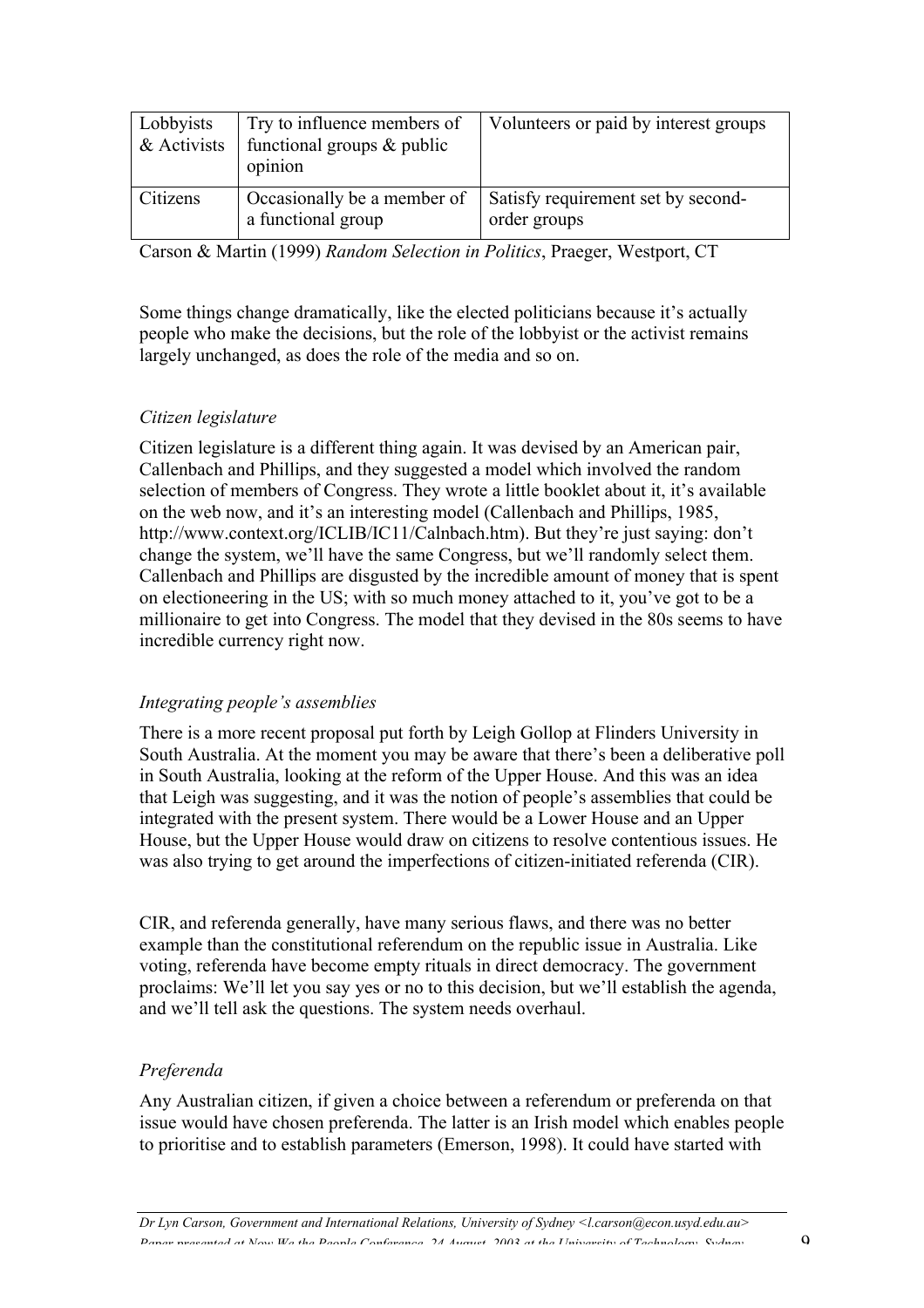| Lobbyists & Activists | Try to influence members of functional groups & public opinion | Volunteers or paid by interest groups |
|---|---|---|
| Citizens | Occasionally be a member of a functional group | Satisfy requirement set by second-order groups |

Carson & Martin (1999) *Random Selection in Politics*, Praeger, Westport, CT

Some things change dramatically, like the elected politicians because it's actually people who make the decisions, but the role of the lobbyist or the activist remains largely unchanged, as does the role of the media and so on.

*Citizen legislature*

Citizen legislature is a different thing again. It was devised by an American pair, Callenbach and Phillips, and they suggested a model which involved the random selection of members of Congress. They wrote a little booklet about it, it's available on the web now, and it's an interesting model (Callenbach and Phillips, 1985, http://www.context.org/ICLIB/IC11/Calnbach.htm). But they're just saying: don't change the system, we'll have the same Congress, but we'll randomly select them. Callenbach and Phillips are disgusted by the incredible amount of money that is spent on electioneering in the US; with so much money attached to it, you've got to be a millionaire to get into Congress. The model that they devised in the 80s seems to have incredible currency right now.

*Integrating people's assemblies*

There is a more recent proposal put forth by Leigh Gollop at Flinders University in South Australia. At the moment you may be aware that there's been a deliberative poll in South Australia, looking at the reform of the Upper House. And this was an idea that Leigh was suggesting, and it was the notion of people's assemblies that could be integrated with the present system. There would be a Lower House and an Upper House, but the Upper House would draw on citizens to resolve contentious issues. He was also trying to get around the imperfections of citizen-initiated referenda (CIR).

CIR, and referenda generally, have many serious flaws, and there was no better example than the constitutional referendum on the republic issue in Australia. Like voting, referenda have become empty rituals in direct democracy. The government proclaims: We'll let you say yes or no to this decision, but we'll establish the agenda, and we'll tell ask the questions. The system needs overhaul.

*Preferenda*

Any Australian citizen, if given a choice between a referendum or preferenda on that issue would have chosen preferenda. The latter is an Irish model which enables people to prioritise and to establish parameters (Emerson, 1998). It could have started with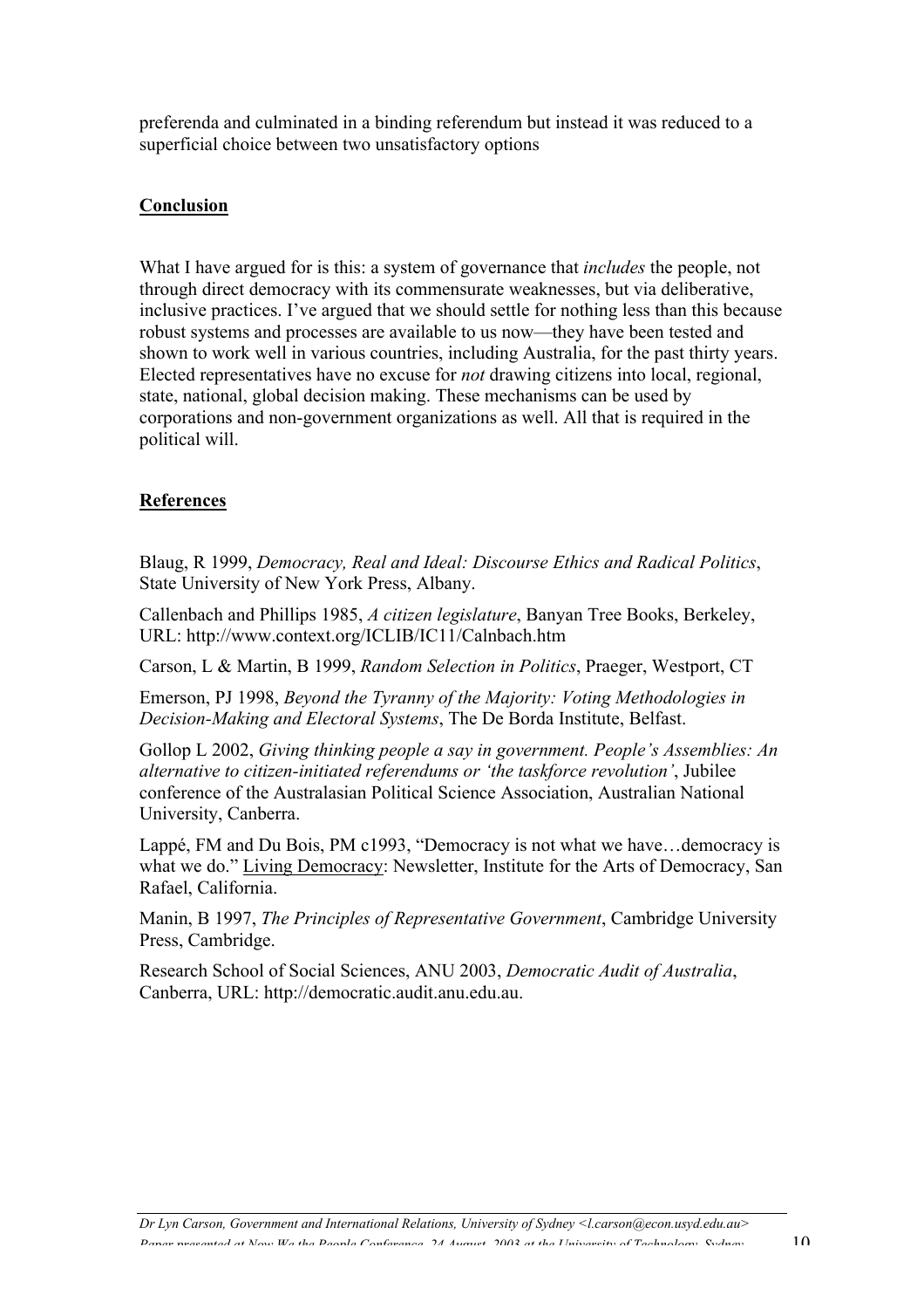preferenda and culminated in a binding referendum but instead it was reduced to a superficial choice between two unsatisfactory options

## Conclusion

What I have argued for is this: a system of governance that *includes* the people, not through direct democracy with its commensurate weaknesses, but via deliberative, inclusive practices. I've argued that we should settle for nothing less than this because robust systems and processes are available to us now—they have been tested and shown to work well in various countries, including Australia, for the past thirty years. Elected representatives have no excuse for *not* drawing citizens into local, regional, state, national, global decision making. These mechanisms can be used by corporations and non-government organizations as well. All that is required in the political will.

## References

Blaug, R 1999, *Democracy, Real and Ideal: Discourse Ethics and Radical Politics*, State University of New York Press, Albany.

Callenbach and Phillips 1985, *A citizen legislature*, Banyan Tree Books, Berkeley, URL: http://www.context.org/ICLIB/IC11/Calnbach.htm

Carson, L & Martin, B 1999, *Random Selection in Politics*, Praeger, Westport, CT

Emerson, PJ 1998, *Beyond the Tyranny of the Majority: Voting Methodologies in Decision-Making and Electoral Systems*, The De Borda Institute, Belfast.

Gollop L 2002, *Giving thinking people a say in government. People's Assemblies: An alternative to citizen-initiated referendums or 'the taskforce revolution'*, Jubilee conference of the Australasian Political Science Association, Australian National University, Canberra.

Lappé, FM and Du Bois, PM c1993, "Democracy is not what we have…democracy is what we do." Living Democracy: Newsletter, Institute for the Arts of Democracy, San Rafael, California.

Manin, B 1997, *The Principles of Representative Government*, Cambridge University Press, Cambridge.

Research School of Social Sciences, ANU 2003, *Democratic Audit of Australia*, Canberra, URL: http://democratic.audit.anu.edu.au.